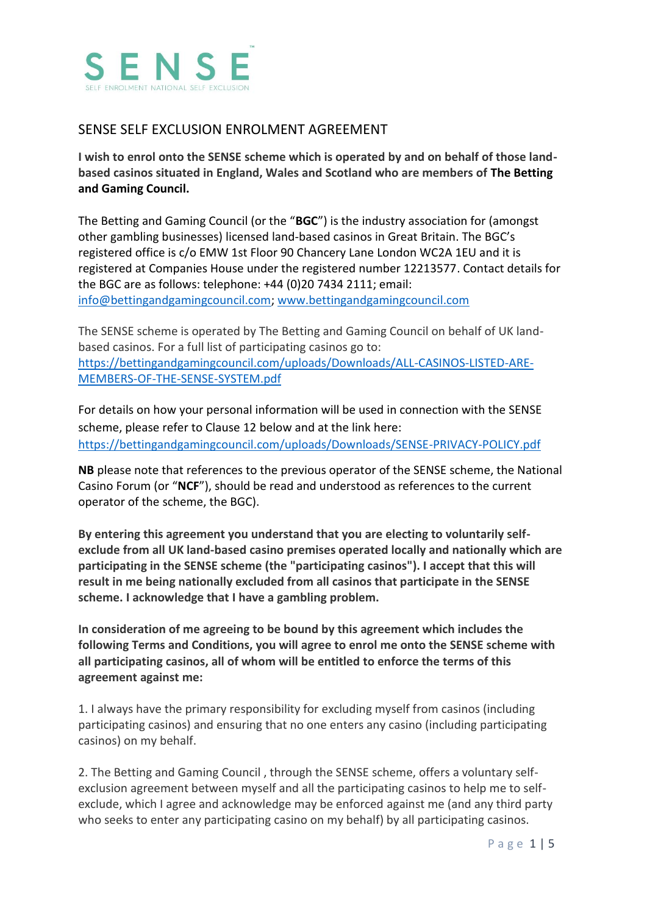# SENSE

SELF ENROLMENT NATIONAL SELF EXCLUSION

## SENSE SELF EXCLUSION ENROLMENT AGREEMENT

**I wish to enrol onto the SENSE scheme which is operated by and on behalf of those land-based casinos situated in England, Wales and Scotland who are members of The Betting and Gaming Council.**

The Betting and Gaming Council (or the "**BGC**") is the industry association for (amongst other gambling businesses) licensed land-based casinos in Great Britain. The BGC's registered office is c/o EMW 1st Floor 90 Chancery Lane London WC2A 1EU and it is registered at Companies House under the registered number 12213577. Contact details for the BGC are as follows: telephone: +44 (0)20 7434 2111; email: info@bettingandgamingcouncil.com; www.bettingandgamingcouncil.com

The SENSE scheme is operated by The Betting and Gaming Council on behalf of UK land-based casinos. For a full list of participating casinos go to: https://bettingandgamingcouncil.com/uploads/Downloads/ALL-CASINOS-LISTED-ARE-MEMBERS-OF-THE-SENSE-SYSTEM.pdf

For details on how your personal information will be used in connection with the SENSE scheme, please refer to Clause 12 below and at the link here: https://bettingandgamingcouncil.com/uploads/Downloads/SENSE-PRIVACY-POLICY.pdf

**NB** please note that references to the previous operator of the SENSE scheme, the National Casino Forum (or "**NCF**"), should be read and understood as references to the current operator of the scheme, the BGC).

**By entering this agreement you understand that you are electing to voluntarily self-exclude from all UK land-based casino premises operated locally and nationally which are participating in the SENSE scheme (the "participating casinos"). I accept that this will result in me being nationally excluded from all casinos that participate in the SENSE scheme. I acknowledge that I have a gambling problem.**

**In consideration of me agreeing to be bound by this agreement which includes the following Terms and Conditions, you will agree to enrol me onto the SENSE scheme with all participating casinos, all of whom will be entitled to enforce the terms of this agreement against me:**

1. I always have the primary responsibility for excluding myself from casinos (including participating casinos) and ensuring that no one enters any casino (including participating casinos) on my behalf.

2. The Betting and Gaming Council , through the SENSE scheme, offers a voluntary self-exclusion agreement between myself and all the participating casinos to help me to self-exclude, which I agree and acknowledge may be enforced against me (and any third party who seeks to enter any participating casino on my behalf) by all participating casinos.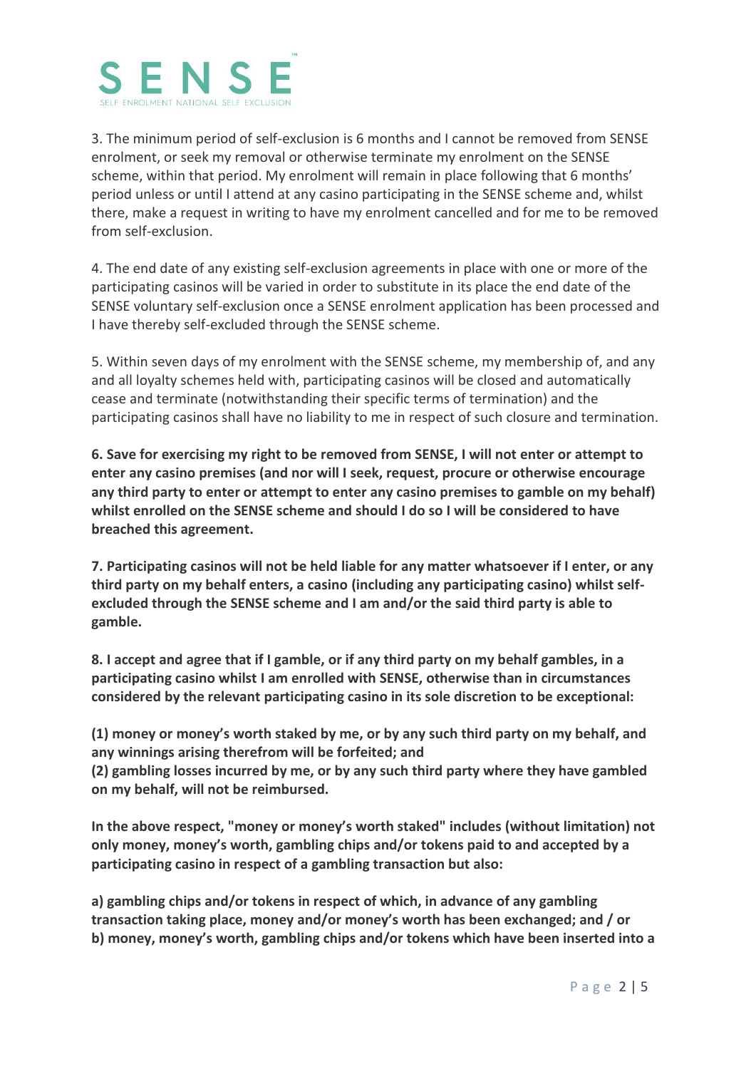3. The minimum period of self-exclusion is 6 months and I cannot be removed from SENSE enrolment, or seek my removal or otherwise terminate my enrolment on the SENSE scheme, within that period. My enrolment will remain in place following that 6 months' period unless or until I attend at any casino participating in the SENSE scheme and, whilst there, make a request in writing to have my enrolment cancelled and for me to be removed from self-exclusion.

4. The end date of any existing self-exclusion agreements in place with one or more of the participating casinos will be varied in order to substitute in its place the end date of the SENSE voluntary self-exclusion once a SENSE enrolment application has been processed and I have thereby self-excluded through the SENSE scheme.

5. Within seven days of my enrolment with the SENSE scheme, my membership of, and any and all loyalty schemes held with, participating casinos will be closed and automatically cease and terminate (notwithstanding their specific terms of termination) and the participating casinos shall have no liability to me in respect of such closure and termination.

**6. Save for exercising my right to be removed from SENSE, I will not enter or attempt to enter any casino premises (and nor will I seek, request, procure or otherwise encourage any third party to enter or attempt to enter any casino premises to gamble on my behalf) whilst enrolled on the SENSE scheme and should I do so I will be considered to have breached this agreement.**

**7. Participating casinos will not be held liable for any matter whatsoever if I enter, or any third party on my behalf enters, a casino (including any participating casino) whilst self-excluded through the SENSE scheme and I am and/or the said third party is able to gamble.**

**8. I accept and agree that if I gamble, or if any third party on my behalf gambles, in a participating casino whilst I am enrolled with SENSE, otherwise than in circumstances considered by the relevant participating casino in its sole discretion to be exceptional:**

**(1) money or money's worth staked by me, or by any such third party on my behalf, and any winnings arising therefrom will be forfeited; and**
**(2) gambling losses incurred by me, or by any such third party where they have gambled on my behalf, will not be reimbursed.**

**In the above respect, "money or money's worth staked" includes (without limitation) not only money, money's worth, gambling chips and/or tokens paid to and accepted by a participating casino in respect of a gambling transaction but also:**

**a) gambling chips and/or tokens in respect of which, in advance of any gambling transaction taking place, money and/or money's worth has been exchanged; and / or**
**b) money, money's worth, gambling chips and/or tokens which have been inserted into a**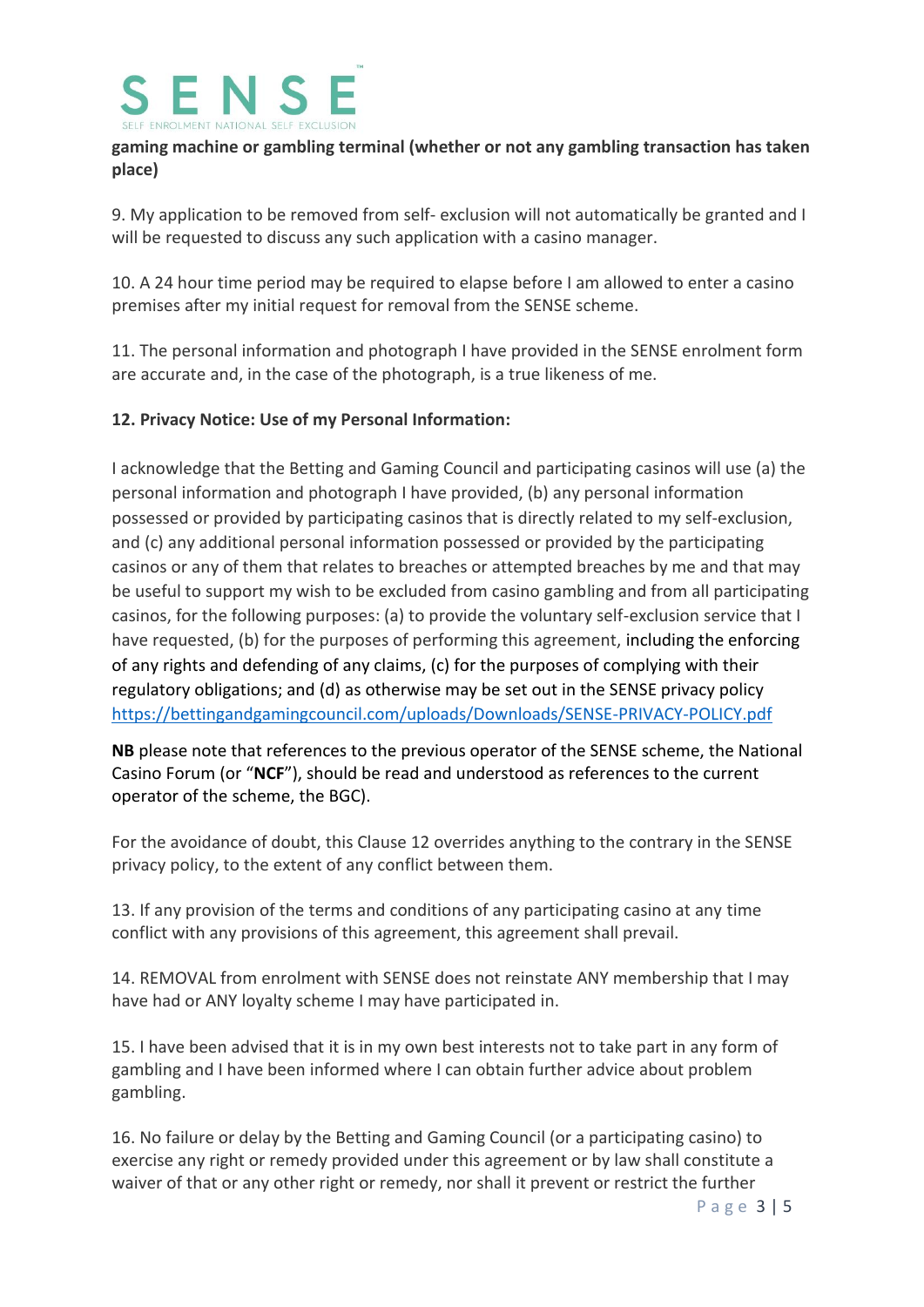**gaming machine or gambling terminal (whether or not any gambling transaction has taken place)**

9. My application to be removed from self- exclusion will not automatically be granted and I will be requested to discuss any such application with a casino manager.

10. A 24 hour time period may be required to elapse before I am allowed to enter a casino premises after my initial request for removal from the SENSE scheme.

11. The personal information and photograph I have provided in the SENSE enrolment form are accurate and, in the case of the photograph, is a true likeness of me.

**12. Privacy Notice: Use of my Personal Information:**

I acknowledge that the Betting and Gaming Council and participating casinos will use (a) the personal information and photograph I have provided, (b) any personal information possessed or provided by participating casinos that is directly related to my self-exclusion, and (c) any additional personal information possessed or provided by the participating casinos or any of them that relates to breaches or attempted breaches by me and that may be useful to support my wish to be excluded from casino gambling and from all participating casinos, for the following purposes: (a) to provide the voluntary self-exclusion service that I have requested, (b) for the purposes of performing this agreement, including the enforcing of any rights and defending of any claims, (c) for the purposes of complying with their regulatory obligations; and (d) as otherwise may be set out in the SENSE privacy policy https://bettingandgamingcouncil.com/uploads/Downloads/SENSE-PRIVACY-POLICY.pdf

**NB** please note that references to the previous operator of the SENSE scheme, the National Casino Forum (or "**NCF**"), should be read and understood as references to the current operator of the scheme, the BGC).

For the avoidance of doubt, this Clause 12 overrides anything to the contrary in the SENSE privacy policy, to the extent of any conflict between them.

13. If any provision of the terms and conditions of any participating casino at any time conflict with any provisions of this agreement, this agreement shall prevail.

14. REMOVAL from enrolment with SENSE does not reinstate ANY membership that I may have had or ANY loyalty scheme I may have participated in.

15. I have been advised that it is in my own best interests not to take part in any form of gambling and I have been informed where I can obtain further advice about problem gambling.

16. No failure or delay by the Betting and Gaming Council (or a participating casino) to exercise any right or remedy provided under this agreement or by law shall constitute a waiver of that or any other right or remedy, nor shall it prevent or restrict the further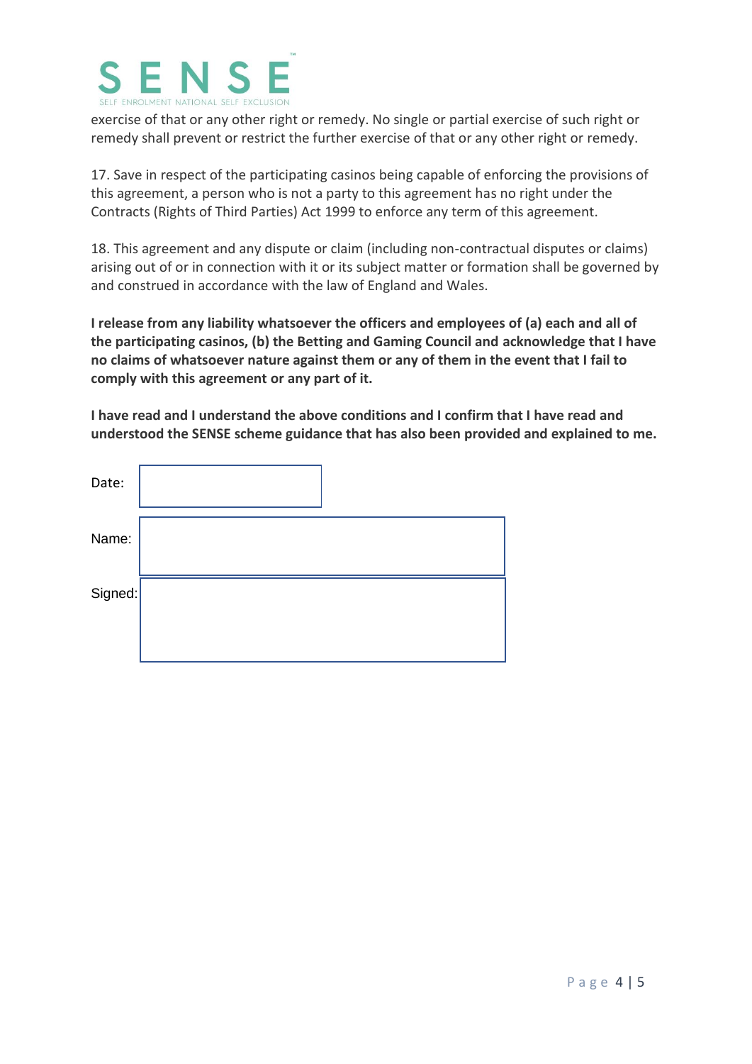exercise of that or any other right or remedy. No single or partial exercise of such right or remedy shall prevent or restrict the further exercise of that or any other right or remedy.

17. Save in respect of the participating casinos being capable of enforcing the provisions of this agreement, a person who is not a party to this agreement has no right under the Contracts (Rights of Third Parties) Act 1999 to enforce any term of this agreement.

18. This agreement and any dispute or claim (including non-contractual disputes or claims) arising out of or in connection with it or its subject matter or formation shall be governed by and construed in accordance with the law of England and Wales.

**I release from any liability whatsoever the officers and employees of (a) each and all of the participating casinos, (b) the Betting and Gaming Council and acknowledge that I have no claims of whatsoever nature against them or any of them in the event that I fail to comply with this agreement or any part of it.**

**I have read and I understand the above conditions and I confirm that I have read and understood the SENSE scheme guidance that has also been provided and explained to me.**

Date:

Name:

Signed: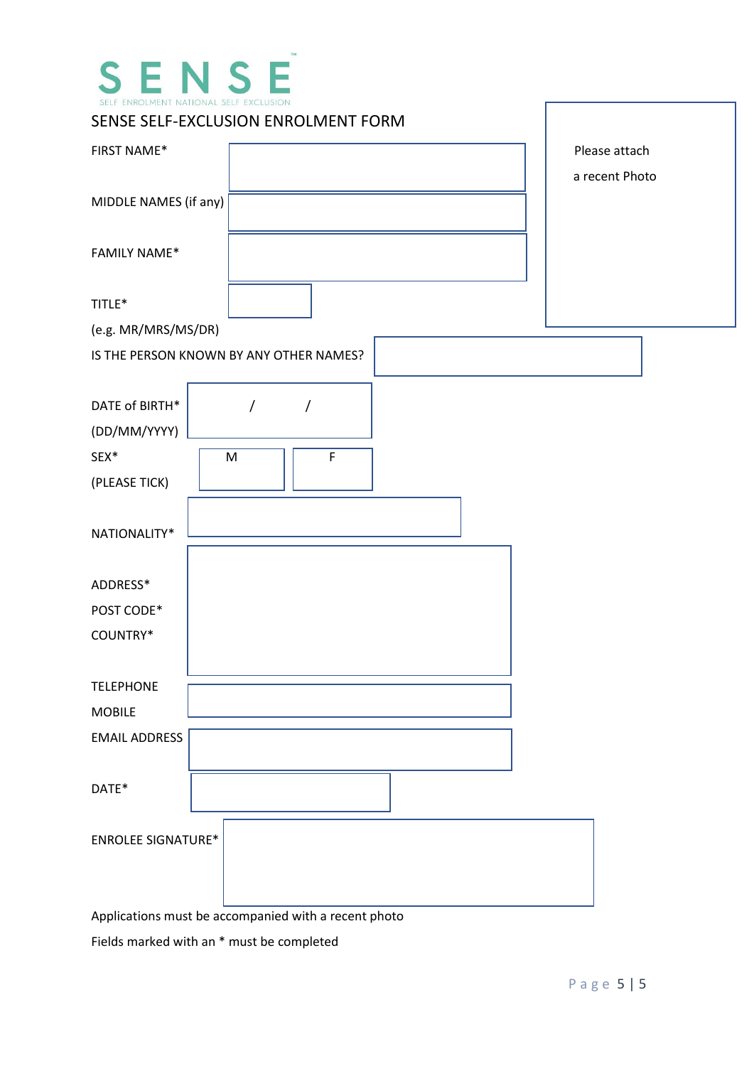# SENSE

SELF ENROLMENT NATIONAL SELF EXCLUSION

## SENSE SELF-EXCLUSION ENROLMENT FORM

Please attach a recent Photo

FIRST NAME*

MIDDLE NAMES (if any)

FAMILY NAME*

TITLE*
(e.g. MR/MRS/MS/DR)

IS THE PERSON KNOWN BY ANY OTHER NAMES?

DATE of BIRTH* (DD/MM/YYYY) &nbsp;&nbsp; / &nbsp;&nbsp; /

SEX* (PLEASE TICK) &nbsp;&nbsp; M &nbsp;&nbsp; F

NATIONALITY*

ADDRESS*
POST CODE*
COUNTRY*

TELEPHONE
MOBILE

EMAIL ADDRESS

DATE*

ENROLEE SIGNATURE*

Applications must be accompanied with a recent photo

Fields marked with an * must be completed